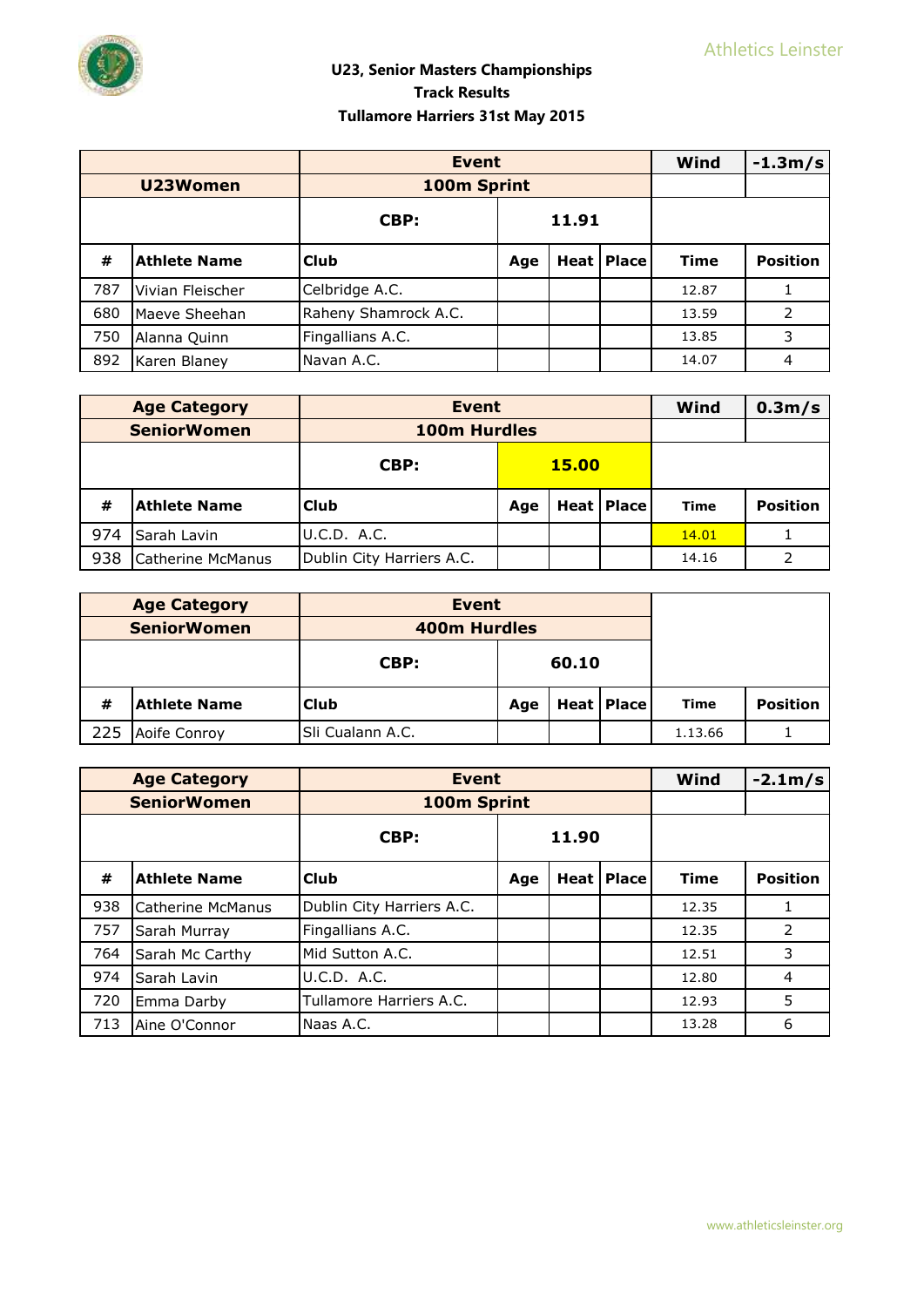Athletics Leinster

# U23, Senior Masters Championships
## Track Results
## Tullamore Harriers 31st May 2015

| | | Event | | | | Wind | -1.3m/s |
|---|---|---|---|---|---|---|---|
| U23Women | | 100m Sprint | | | | | |
| | | CBP: | 11.91 | | | | |
| # | Athlete Name | Club | Age | Heat | Place | Time | Position |
| 787 | Vivian Fleischer | Celbridge A.C. | | | | 12.87 | 1 |
| 680 | Maeve Sheehan | Raheny Shamrock A.C. | | | | 13.59 | 2 |
| 750 | Alanna Quinn | Fingallians A.C. | | | | 13.85 | 3 |
| 892 | Karen Blaney | Navan A.C. | | | | 14.07 | 4 |

| Age Category | | Event | | | | Wind | 0.3m/s |
|---|---|---|---|---|---|---|---|
| SeniorWomen | | 100m Hurdles | | | | | |
| | | CBP: | 15.00 | | | | |
| # | Athlete Name | Club | Age | Heat | Place | Time | Position |
| 974 | Sarah Lavin | U.C.D. A.C. | | | | 14.01 | 1 |
| 938 | Catherine McManus | Dublin City Harriers A.C. | | | | 14.16 | 2 |

| Age Category | | Event | | | | | |
|---|---|---|---|---|---|---|---|
| SeniorWomen | | 400m Hurdles | | | | | |
| | | CBP: | 60.10 | | | | |
| # | Athlete Name | Club | Age | Heat | Place | Time | Position |
| 225 | Aoife Conroy | Sli Cualann A.C. | | | | 1.13.66 | 1 |

| Age Category | | Event | | | | Wind | -2.1m/s |
|---|---|---|---|---|---|---|---|
| SeniorWomen | | 100m Sprint | | | | | |
| | | CBP: | 11.90 | | | | |
| # | Athlete Name | Club | Age | Heat | Place | Time | Position |
| 938 | Catherine McManus | Dublin City Harriers A.C. | | | | 12.35 | 1 |
| 757 | Sarah Murray | Fingallians A.C. | | | | 12.35 | 2 |
| 764 | Sarah Mc Carthy | Mid Sutton A.C. | | | | 12.51 | 3 |
| 974 | Sarah Lavin | U.C.D. A.C. | | | | 12.80 | 4 |
| 720 | Emma Darby | Tullamore Harriers A.C. | | | | 12.93 | 5 |
| 713 | Aine O'Connor | Naas A.C. | | | | 13.28 | 6 |

www.athleticsleinster.org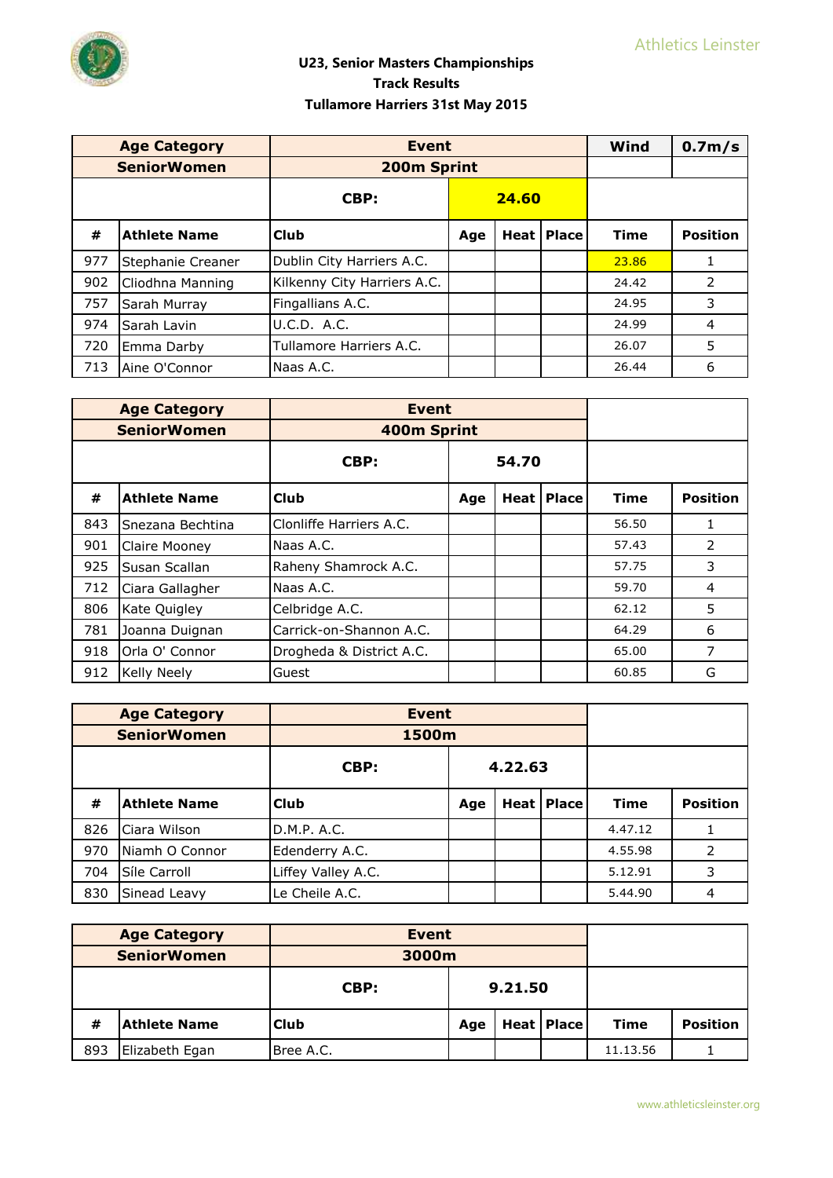## U23, Senior Masters Championships
## Track Results
## Tullamore Harriers 31st May 2015

| Age Category | | Event | | | | Wind | 0.7m/s |
|---|---|---|---|---|---|---|---|
| SeniorWomen | | 200m Sprint | | | | | |
| | | CBP: | 24.60 | | | | |
| # | Athlete Name | Club | Age | Heat | Place | Time | Position |
| 977 | Stephanie Creaner | Dublin City Harriers A.C. | | | | 23.86 | 1 |
| 902 | Cliodhna Manning | Kilkenny City Harriers A.C. | | | | 24.42 | 2 |
| 757 | Sarah Murray | Fingallians A.C. | | | | 24.95 | 3 |
| 974 | Sarah Lavin | U.C.D. A.C. | | | | 24.99 | 4 |
| 720 | Emma Darby | Tullamore Harriers A.C. | | | | 26.07 | 5 |
| 713 | Aine O'Connor | Naas A.C. | | | | 26.44 | 6 |

| Age Category | | Event | | | | | |
|---|---|---|---|---|---|---|---|
| SeniorWomen | | 400m Sprint | | | | | |
| | | CBP: | 54.70 | | | | |
| # | Athlete Name | Club | Age | Heat | Place | Time | Position |
| 843 | Snezana Bechtina | Clonliffe Harriers A.C. | | | | 56.50 | 1 |
| 901 | Claire Mooney | Naas A.C. | | | | 57.43 | 2 |
| 925 | Susan Scallan | Raheny Shamrock A.C. | | | | 57.75 | 3 |
| 712 | Ciara Gallagher | Naas A.C. | | | | 59.70 | 4 |
| 806 | Kate Quigley | Celbridge A.C. | | | | 62.12 | 5 |
| 781 | Joanna Duignan | Carrick-on-Shannon A.C. | | | | 64.29 | 6 |
| 918 | Orla O' Connor | Drogheda & District A.C. | | | | 65.00 | 7 |
| 912 | Kelly Neely | Guest | | | | 60.85 | G |

| Age Category | | Event | | | | | |
|---|---|---|---|---|---|---|---|
| SeniorWomen | | 1500m | | | | | |
| | | CBP: | 4.22.63 | | | | |
| # | Athlete Name | Club | Age | Heat | Place | Time | Position |
| 826 | Ciara Wilson | D.M.P. A.C. | | | | 4.47.12 | 1 |
| 970 | Niamh O Connor | Edenderry A.C. | | | | 4.55.98 | 2 |
| 704 | Síle Carroll | Liffey Valley A.C. | | | | 5.12.91 | 3 |
| 830 | Sinead Leavy | Le Cheile A.C. | | | | 5.44.90 | 4 |

| Age Category | | Event | | | | | |
|---|---|---|---|---|---|---|---|
| SeniorWomen | | 3000m | | | | | |
| | | CBP: | 9.21.50 | | | | |
| # | Athlete Name | Club | Age | Heat | Place | Time | Position |
| 893 | Elizabeth Egan | Bree A.C. | | | | 11.13.56 | 1 |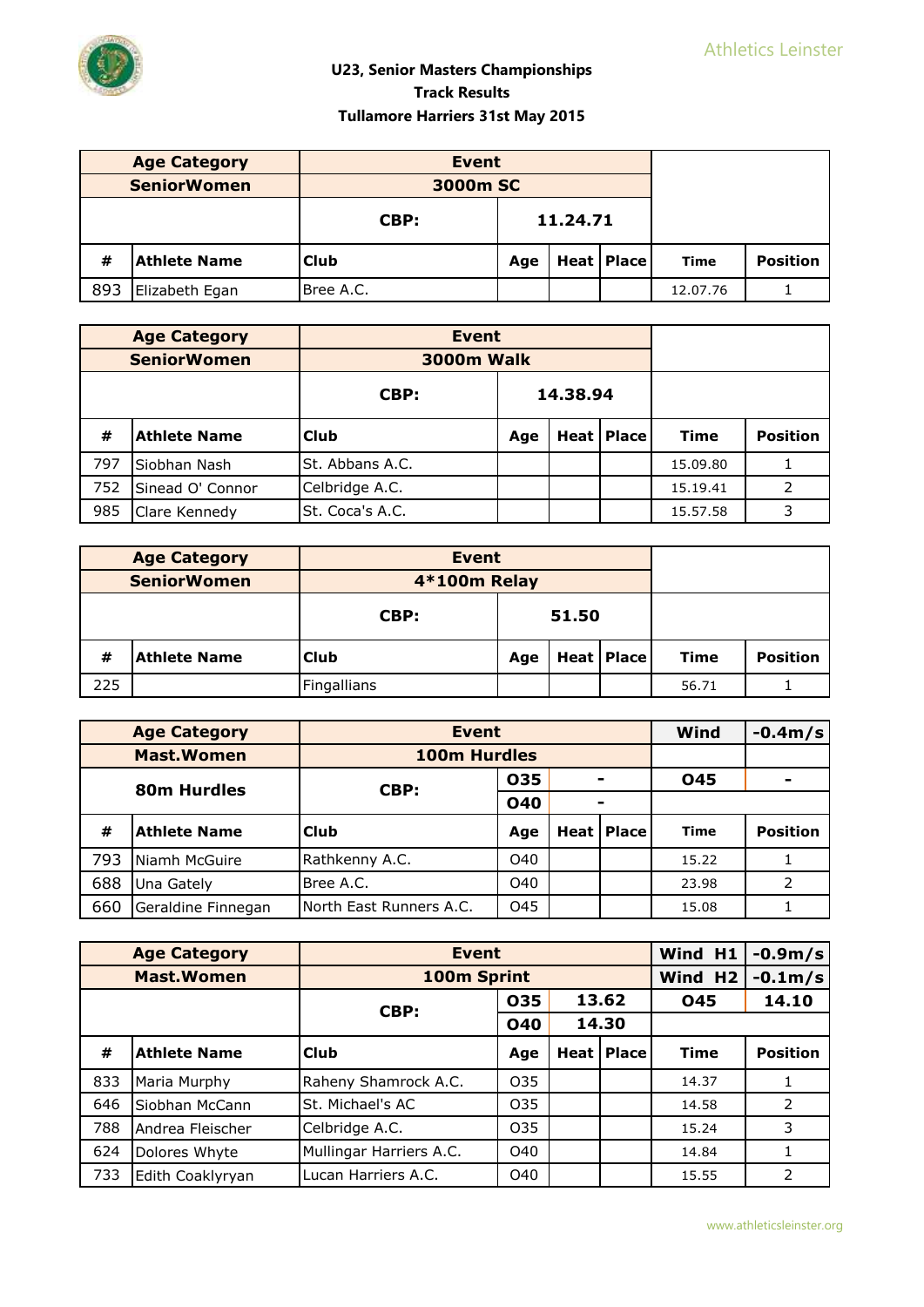## U23, Senior Masters Championships
## Track Results
## Tullamore Harriers 31st May 2015

| Age Category | Event | | | | | |
|---|---|---|---|---|---|---|
| SeniorWomen | 3000m SC | | | | | |
| | CBP: | 11.24.71 | | | | |
| # | Athlete Name | Club | Age | Heat | Place | Time | Position |
| 893 | Elizabeth Egan | Bree A.C. | | | | 12.07.76 | 1 |

| Age Category | Event | | | | | |
|---|---|---|---|---|---|---|
| SeniorWomen | 3000m Walk | | | | | |
| | CBP: | 14.38.94 | | | | |
| # | Athlete Name | Club | Age | Heat | Place | Time | Position |
| 797 | Siobhan Nash | St. Abbans A.C. | | | | 15.09.80 | 1 |
| 752 | Sinead O' Connor | Celbridge A.C. | | | | 15.19.41 | 2 |
| 985 | Clare Kennedy | St. Coca's A.C. | | | | 15.57.58 | 3 |

| Age Category | Event | | | | | |
|---|---|---|---|---|---|---|
| SeniorWomen | 4*100m Relay | | | | | |
| | CBP: | 51.50 | | | | |
| # | Athlete Name | Club | Age | Heat | Place | Time | Position |
| 225 | | Fingallians | | | | 56.71 | 1 |

| Age Category | Event | | | | Wind | -0.4m/s |
|---|---|---|---|---|---|---|
| Mast.Women | 100m Hurdles | | | | | |
| 80m Hurdles | CBP: | O35 | - | | O45 | - |
| | | O40 | - | | | |
| # | Athlete Name | Club | Age | Heat | Place | Time | Position |
| 793 | Niamh McGuire | Rathkenny A.C. | O40 | | | 15.22 | 1 |
| 688 | Una Gately | Bree A.C. | O40 | | | 23.98 | 2 |
| 660 | Geraldine Finnegan | North East Runners A.C. | O45 | | | 15.08 | 1 |

| Age Category | Event | | | | Wind H1 | -0.9m/s |
|---|---|---|---|---|---|---|
| Mast.Women | 100m Sprint | | | | Wind H2 | -0.1m/s |
| | CBP: | O35 | 13.62 | | O45 | 14.10 |
| | | O40 | 14.30 | | | |
| # | Athlete Name | Club | Age | Heat | Place | Time | Position |
| 833 | Maria Murphy | Raheny Shamrock A.C. | O35 | | | 14.37 | 1 |
| 646 | Siobhan McCann | St. Michael's AC | O35 | | | 14.58 | 2 |
| 788 | Andrea Fleischer | Celbridge A.C. | O35 | | | 15.24 | 3 |
| 624 | Dolores Whyte | Mullingar Harriers A.C. | O40 | | | 14.84 | 1 |
| 733 | Edith Coaklyryan | Lucan Harriers A.C. | O40 | | | 15.55 | 2 |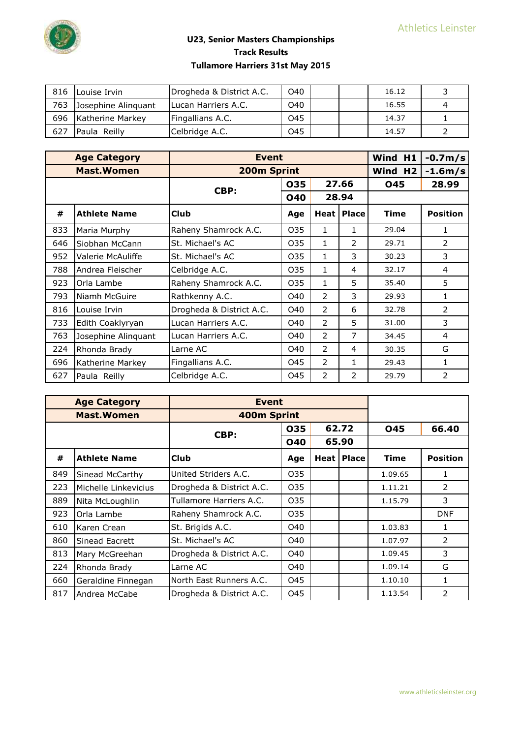## U23, Senior Masters Championships
## Track Results
## Tullamore Harriers 31st May 2015

| | | | | | | | |
|---|---|---|---|---|---|---|---|
| 816 | Louise Irvin | Drogheda & District A.C. | O40 | | | 16.12 | 3 |
| 763 | Josephine Alinquant | Lucan Harriers A.C. | O40 | | | 16.55 | 4 |
| 696 | Katherine Markey | Fingallians A.C. | O45 | | | 14.37 | 1 |
| 627 | Paula Reilly | Celbridge A.C. | O45 | | | 14.57 | 2 |

| Age Category | | Event | | | | Wind H1 | -0.7m/s |
|---|---|---|---|---|---|---|---|
| Mast.Women | | 200m Sprint | | | | Wind H2 | -1.6m/s |
| | | CBP: | O35 | 27.66 | | O45 | 28.99 |
| | | | O40 | 28.94 | | | |
| # | Athlete Name | Club | Age | Heat | Place | Time | Position |
| 833 | Maria Murphy | Raheny Shamrock A.C. | O35 | 1 | 1 | 29.04 | 1 |
| 646 | Siobhan McCann | St. Michael's AC | O35 | 1 | 2 | 29.71 | 2 |
| 952 | Valerie McAuliffe | St. Michael's AC | O35 | 1 | 3 | 30.23 | 3 |
| 788 | Andrea Fleischer | Celbridge A.C. | O35 | 1 | 4 | 32.17 | 4 |
| 923 | Orla Lambe | Raheny Shamrock A.C. | O35 | 1 | 5 | 35.40 | 5 |
| 793 | Niamh McGuire | Rathkenny A.C. | O40 | 2 | 3 | 29.93 | 1 |
| 816 | Louise Irvin | Drogheda & District A.C. | O40 | 2 | 6 | 32.78 | 2 |
| 733 | Edith Coaklyryan | Lucan Harriers A.C. | O40 | 2 | 5 | 31.00 | 3 |
| 763 | Josephine Alinquant | Lucan Harriers A.C. | O40 | 2 | 7 | 34.45 | 4 |
| 224 | Rhonda Brady | Larne AC | O40 | 2 | 4 | 30.35 | G |
| 696 | Katherine Markey | Fingallians A.C. | O45 | 2 | 1 | 29.43 | 1 |
| 627 | Paula Reilly | Celbridge A.C. | O45 | 2 | 2 | 29.79 | 2 |

| Age Category | | Event | | | | | |
|---|---|---|---|---|---|---|---|
| Mast.Women | | 400m Sprint | | | | | |
| | | CBP: | O35 | 62.72 | | O45 | 66.40 |
| | | | O40 | 65.90 | | | |
| # | Athlete Name | Club | Age | Heat | Place | Time | Position |
| 849 | Sinead McCarthy | United Striders A.C. | O35 | | | 1.09.65 | 1 |
| 223 | Michelle Linkevicius | Drogheda & District A.C. | O35 | | | 1.11.21 | 2 |
| 889 | Nita McLoughlin | Tullamore Harriers A.C. | O35 | | | 1.15.79 | 3 |
| 923 | Orla Lambe | Raheny Shamrock A.C. | O35 | | | | DNF |
| 610 | Karen Crean | St. Brigids A.C. | O40 | | | 1.03.83 | 1 |
| 860 | Sinead Eacrett | St. Michael's AC | O40 | | | 1.07.97 | 2 |
| 813 | Mary McGreehan | Drogheda & District A.C. | O40 | | | 1.09.45 | 3 |
| 224 | Rhonda Brady | Larne AC | O40 | | | 1.09.14 | G |
| 660 | Geraldine Finnegan | North East Runners A.C. | O45 | | | 1.10.10 | 1 |
| 817 | Andrea McCabe | Drogheda & District A.C. | O45 | | | 1.13.54 | 2 |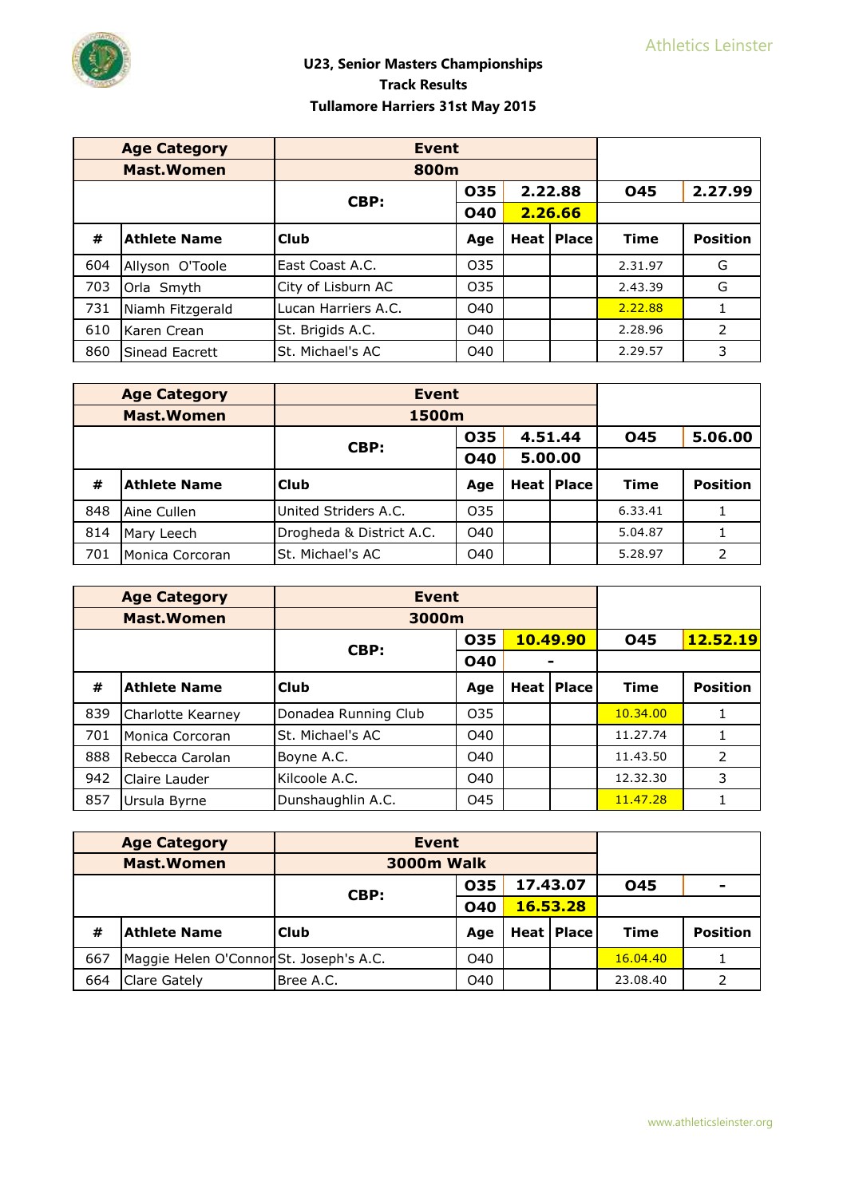Athletics Leinster

**U23, Senior Masters Championships**
**Track Results**
**Tullamore Harriers 31st May 2015**

| Age Category | | Event | | | | | |
|---|---|---|---|---|---|---|---|
| Mast.Women | | 800m | | | | | |
| | | CBP: | O35 | 2.22.88 | | O45 | 2.27.99 |
| | | | O40 | 2.26.66 | | | |
| # | Athlete Name | Club | Age | Heat | Place | Time | Position |
| 604 | Allyson O'Toole | East Coast A.C. | O35 | | | 2.31.97 | G |
| 703 | Orla Smyth | City of Lisburn AC | O35 | | | 2.43.39 | G |
| 731 | Niamh Fitzgerald | Lucan Harriers A.C. | O40 | | | 2.22.88 | 1 |
| 610 | Karen Crean | St. Brigids A.C. | O40 | | | 2.28.96 | 2 |
| 860 | Sinead Eacrett | St. Michael's AC | O40 | | | 2.29.57 | 3 |

| Age Category | | Event | | | | | |
|---|---|---|---|---|---|---|---|
| Mast.Women | | 1500m | | | | | |
| | | CBP: | O35 | 4.51.44 | | O45 | 5.06.00 |
| | | | O40 | 5.00.00 | | | |
| # | Athlete Name | Club | Age | Heat | Place | Time | Position |
| 848 | Aine Cullen | United Striders A.C. | O35 | | | 6.33.41 | 1 |
| 814 | Mary Leech | Drogheda & District A.C. | O40 | | | 5.04.87 | 1 |
| 701 | Monica Corcoran | St. Michael's AC | O40 | | | 5.28.97 | 2 |

| Age Category | | Event | | | | | |
|---|---|---|---|---|---|---|---|
| Mast.Women | | 3000m | | | | | |
| | | CBP: | O35 | 10.49.90 | | O45 | 12.52.19 |
| | | | O40 | - | | | |
| # | Athlete Name | Club | Age | Heat | Place | Time | Position |
| 839 | Charlotte Kearney | Donadea Running Club | O35 | | | 10.34.00 | 1 |
| 701 | Monica Corcoran | St. Michael's AC | O40 | | | 11.27.74 | 1 |
| 888 | Rebecca Carolan | Boyne A.C. | O40 | | | 11.43.50 | 2 |
| 942 | Claire Lauder | Kilcoole A.C. | O40 | | | 12.32.30 | 3 |
| 857 | Ursula Byrne | Dunshaughlin A.C. | O45 | | | 11.47.28 | 1 |

| Age Category | | Event | | | | | |
|---|---|---|---|---|---|---|---|
| Mast.Women | | 3000m Walk | | | | | |
| | | CBP: | O35 | 17.43.07 | | O45 | - |
| | | | O40 | 16.53.28 | | | |
| # | Athlete Name | Club | Age | Heat | Place | Time | Position |
| 667 | Maggie Helen O'Connor | St. Joseph's A.C. | O40 | | | 16.04.40 | 1 |
| 664 | Clare Gately | Bree A.C. | O40 | | | 23.08.40 | 2 |

www.athleticsleinster.org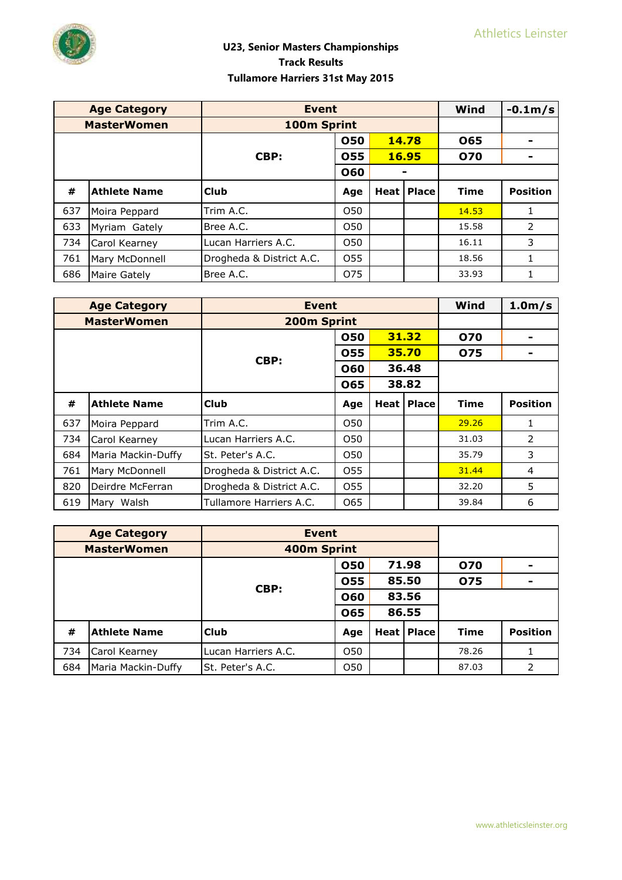## U23, Senior Masters Championships
## Track Results
## Tullamore Harriers 31st May 2015

| Age Category | Event | | | | Wind | -0.1m/s |
|---|---|---|---|---|---|---|
| MasterWomen | 100m Sprint | | | | | |
| | CBP: | O50 | 14.78 | | O65 | - |
| | | O55 | 16.95 | | O70 | - |
| | | O60 | - | | | |

| # | Athlete Name | Club | Age | Heat | Place | Time | Position |
|---|---|---|---|---|---|---|---|
| 637 | Moira Peppard | Trim A.C. | O50 | | | 14.53 | 1 |
| 633 | Myriam Gately | Bree A.C. | O50 | | | 15.58 | 2 |
| 734 | Carol Kearney | Lucan Harriers A.C. | O50 | | | 16.11 | 3 |
| 761 | Mary McDonnell | Drogheda & District A.C. | O55 | | | 18.56 | 1 |
| 686 | Maire Gately | Bree A.C. | O75 | | | 33.93 | 1 |

| Age Category | Event | | | | Wind | 1.0m/s |
|---|---|---|---|---|---|---|
| MasterWomen | 200m Sprint | | | | | |
| | CBP: | O50 | 31.32 | | O70 | - |
| | | O55 | 35.70 | | O75 | - |
| | | O60 | 36.48 | | | |
| | | O65 | 38.82 | | | |

| # | Athlete Name | Club | Age | Heat | Place | Time | Position |
|---|---|---|---|---|---|---|---|
| 637 | Moira Peppard | Trim A.C. | O50 | | | 29.26 | 1 |
| 734 | Carol Kearney | Lucan Harriers A.C. | O50 | | | 31.03 | 2 |
| 684 | Maria Mackin-Duffy | St. Peter's A.C. | O50 | | | 35.79 | 3 |
| 761 | Mary McDonnell | Drogheda & District A.C. | O55 | | | 31.44 | 4 |
| 820 | Deirdre McFerran | Drogheda & District A.C. | O55 | | | 32.20 | 5 |
| 619 | Mary Walsh | Tullamore Harriers A.C. | O65 | | | 39.84 | 6 |

| Age Category | Event | | | | | |
|---|---|---|---|---|---|---|
| MasterWomen | 400m Sprint | | | | | |
| | CBP: | O50 | 71.98 | | O70 | - |
| | | O55 | 85.50 | | O75 | - |
| | | O60 | 83.56 | | | |
| | | O65 | 86.55 | | | |

| # | Athlete Name | Club | Age | Heat | Place | Time | Position |
|---|---|---|---|---|---|---|---|
| 734 | Carol Kearney | Lucan Harriers A.C. | O50 | | | 78.26 | 1 |
| 684 | Maria Mackin-Duffy | St. Peter's A.C. | O50 | | | 87.03 | 2 |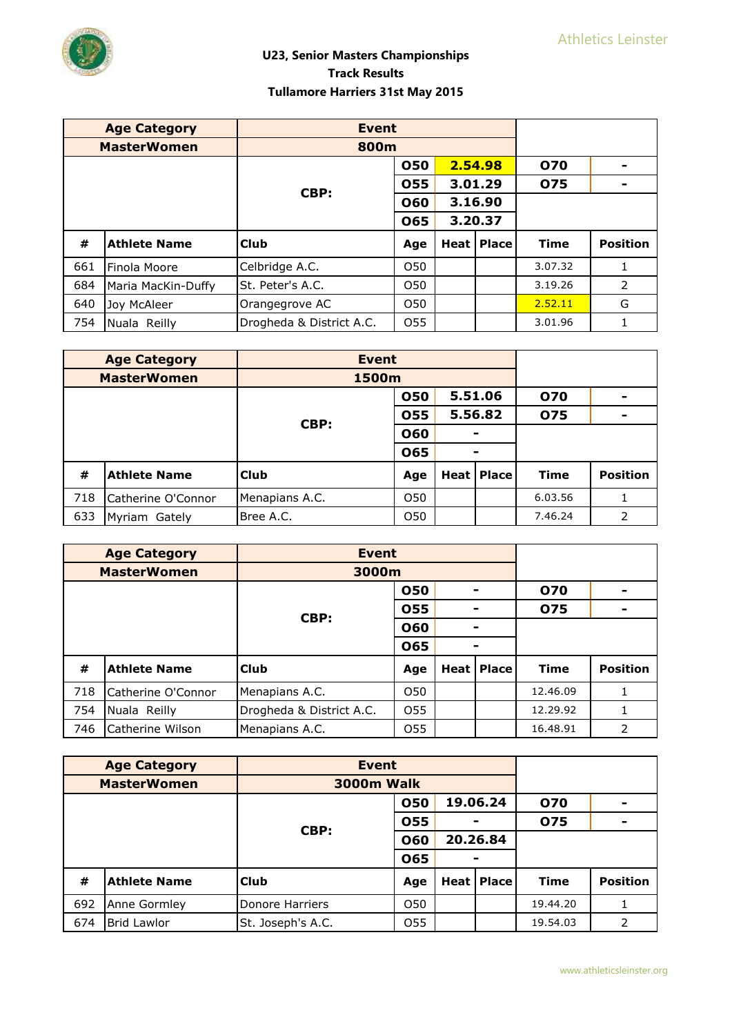# U23, Senior Masters Championships
## Track Results
### Tullamore Harriers 31st May 2015

| Age Category | Event | | | | | |
|---|---|---|---|---|---|---|
| MasterWomen | 800m | | | | | |
| CBP: | | O50 | 2.54.98 | | O70 | - |
| | | O55 | 3.01.29 | | O75 | - |
| | | O60 | 3.16.90 | | | |
| | | O65 | 3.20.37 | | | |

| # | Athlete Name | Club | Age | Heat | Place | Time | Position |
|---|---|---|---|---|---|---|---|
| 661 | Finola Moore | Celbridge A.C. | O50 | | | 3.07.32 | 1 |
| 684 | Maria MacKin-Duffy | St. Peter's A.C. | O50 | | | 3.19.26 | 2 |
| 640 | Joy McAleer | Orangegrove AC | O50 | | | 2.52.11 | G |
| 754 | Nuala Reilly | Drogheda & District A.C. | O55 | | | 3.01.96 | 1 |

| Age Category | Event | | | | | |
|---|---|---|---|---|---|---|
| MasterWomen | 1500m | | | | | |
| CBP: | | O50 | 5.51.06 | | O70 | - |
| | | O55 | 5.56.82 | | O75 | - |
| | | O60 | - | | | |
| | | O65 | - | | | |

| # | Athlete Name | Club | Age | Heat | Place | Time | Position |
|---|---|---|---|---|---|---|---|
| 718 | Catherine O'Connor | Menapians A.C. | O50 | | | 6.03.56 | 1 |
| 633 | Myriam Gately | Bree A.C. | O50 | | | 7.46.24 | 2 |

| Age Category | Event | | | | | |
|---|---|---|---|---|---|---|
| MasterWomen | 3000m | | | | | |
| CBP: | | O50 | - | | O70 | - |
| | | O55 | - | | O75 | - |
| | | O60 | - | | | |
| | | O65 | - | | | |

| # | Athlete Name | Club | Age | Heat | Place | Time | Position |
|---|---|---|---|---|---|---|---|
| 718 | Catherine O'Connor | Menapians A.C. | O50 | | | 12.46.09 | 1 |
| 754 | Nuala Reilly | Drogheda & District A.C. | O55 | | | 12.29.92 | 1 |
| 746 | Catherine Wilson | Menapians A.C. | O55 | | | 16.48.91 | 2 |

| Age Category | Event | | | | | |
|---|---|---|---|---|---|---|
| MasterWomen | 3000m Walk | | | | | |
| CBP: | | O50 | 19.06.24 | | O70 | - |
| | | O55 | - | | O75 | - |
| | | O60 | 20.26.84 | | | |
| | | O65 | - | | | |

| # | Athlete Name | Club | Age | Heat | Place | Time | Position |
|---|---|---|---|---|---|---|---|
| 692 | Anne Gormley | Donore Harriers | O50 | | | 19.44.20 | 1 |
| 674 | Brid Lawlor | St. Joseph's A.C. | O55 | | | 19.54.03 | 2 |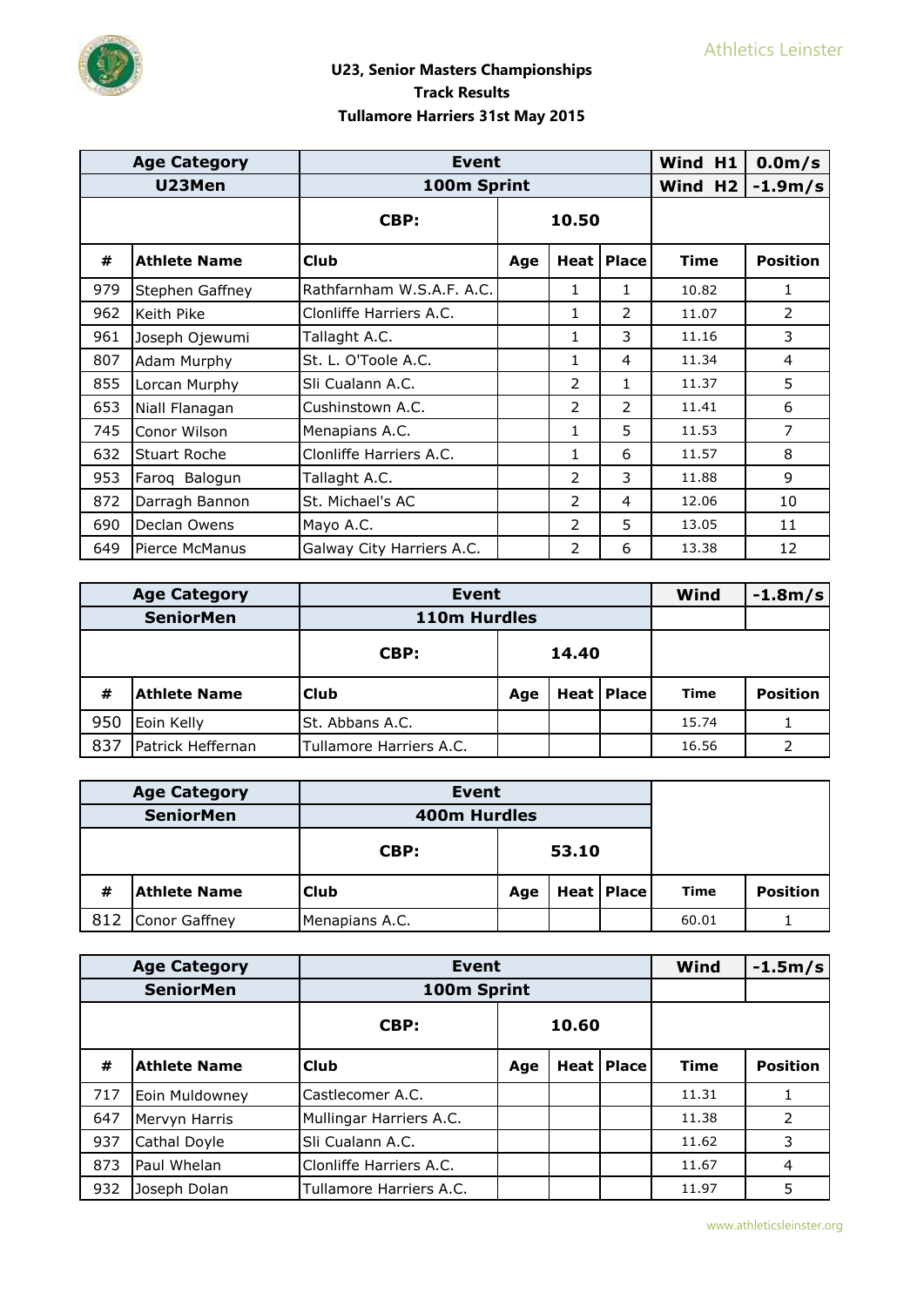## U23, Senior Masters Championships
## Track Results
## Tullamore Harriers 31st May 2015

| Age Category | | Event | | | | Wind H1 | 0.0m/s |
|---|---|---|---|---|---|---|---|
| U23Men | | 100m Sprint | | | | Wind H2 | -1.9m/s |
| | | CBP: | 10.50 | | | | |
| # | Athlete Name | Club | Age | Heat | Place | Time | Position |
| 979 | Stephen Gaffney | Rathfarnham W.S.A.F. A.C. | | 1 | 1 | 10.82 | 1 |
| 962 | Keith Pike | Clonliffe Harriers A.C. | | 1 | 2 | 11.07 | 2 |
| 961 | Joseph Ojewumi | Tallaght A.C. | | 1 | 3 | 11.16 | 3 |
| 807 | Adam Murphy | St. L. O'Toole A.C. | | 1 | 4 | 11.34 | 4 |
| 855 | Lorcan Murphy | Sli Cualann A.C. | | 2 | 1 | 11.37 | 5 |
| 653 | Niall Flanagan | Cushinstown A.C. | | 2 | 2 | 11.41 | 6 |
| 745 | Conor Wilson | Menapians A.C. | | 1 | 5 | 11.53 | 7 |
| 632 | Stuart Roche | Clonliffe Harriers A.C. | | 1 | 6 | 11.57 | 8 |
| 953 | Faroq Balogun | Tallaght A.C. | | 2 | 3 | 11.88 | 9 |
| 872 | Darragh Bannon | St. Michael's AC | | 2 | 4 | 12.06 | 10 |
| 690 | Declan Owens | Mayo A.C. | | 2 | 5 | 13.05 | 11 |
| 649 | Pierce McManus | Galway City Harriers A.C. | | 2 | 6 | 13.38 | 12 |

| Age Category | | Event | | | | Wind | -1.8m/s |
|---|---|---|---|---|---|---|---|
| SeniorMen | | 110m Hurdles | | | | | |
| | | CBP: | 14.40 | | | | |
| # | Athlete Name | Club | Age | Heat | Place | Time | Position |
| 950 | Eoin Kelly | St. Abbans A.C. | | | | 15.74 | 1 |
| 837 | Patrick Heffernan | Tullamore Harriers A.C. | | | | 16.56 | 2 |

| Age Category | | Event | | | | | |
|---|---|---|---|---|---|---|---|
| SeniorMen | | 400m Hurdles | | | | | |
| | | CBP: | 53.10 | | | | |
| # | Athlete Name | Club | Age | Heat | Place | Time | Position |
| 812 | Conor Gaffney | Menapians A.C. | | | | 60.01 | 1 |

| Age Category | | Event | | | | Wind | -1.5m/s |
|---|---|---|---|---|---|---|---|
| SeniorMen | | 100m Sprint | | | | | |
| | | CBP: | 10.60 | | | | |
| # | Athlete Name | Club | Age | Heat | Place | Time | Position |
| 717 | Eoin Muldowney | Castlecomer A.C. | | | | 11.31 | 1 |
| 647 | Mervyn Harris | Mullingar Harriers A.C. | | | | 11.38 | 2 |
| 937 | Cathal Doyle | Sli Cualann A.C. | | | | 11.62 | 3 |
| 873 | Paul Whelan | Clonliffe Harriers A.C. | | | | 11.67 | 4 |
| 932 | Joseph Dolan | Tullamore Harriers A.C. | | | | 11.97 | 5 |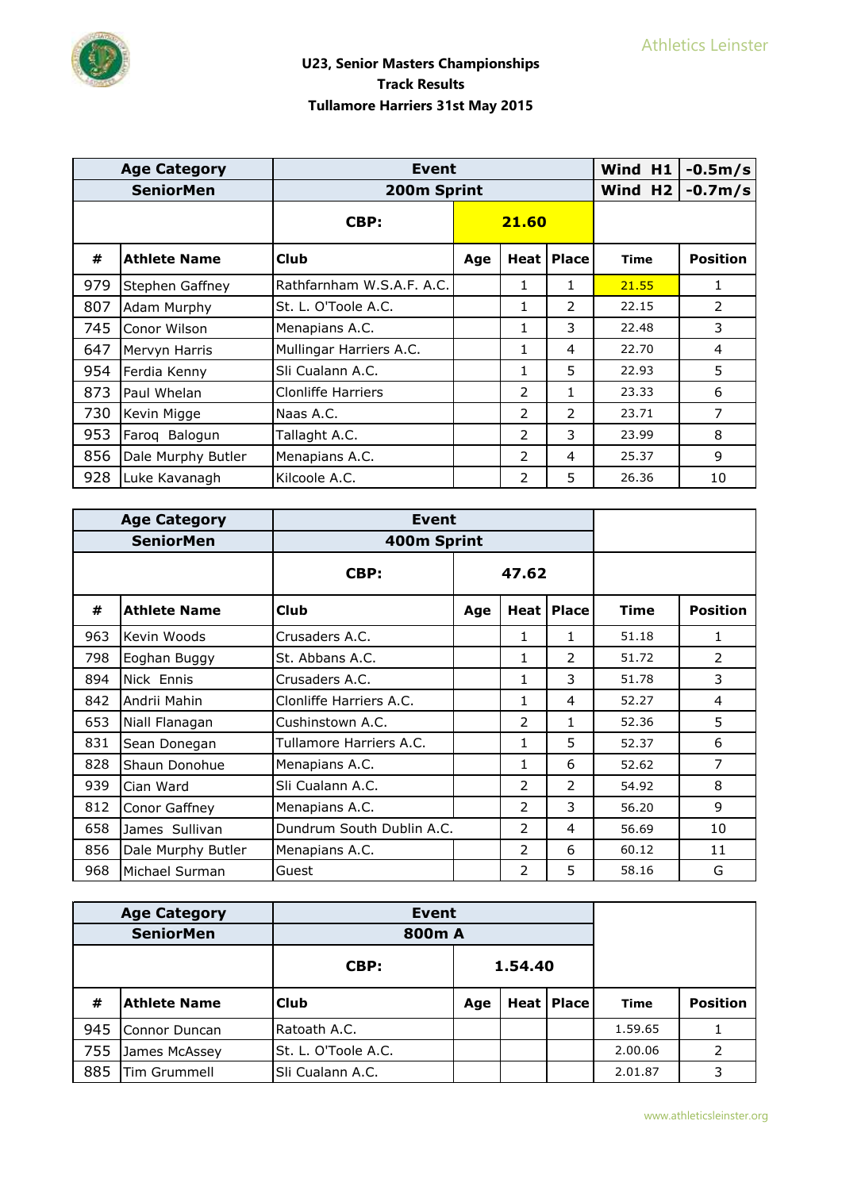# U23, Senior Masters Championships
## Track Results
## Tullamore Harriers 31st May 2015

| Age Category | | Event | | | | Wind H1 | -0.5m/s |
|---|---|---|---|---|---|---|---|
| SeniorMen | | 200m Sprint | | | | Wind H2 | -0.7m/s |
| | | CBP: | 21.60 | | | | |
| # | Athlete Name | Club | Age | Heat | Place | Time | Position |
| 979 | Stephen Gaffney | Rathfarnham W.S.A.F. A.C. | | 1 | 1 | 21.55 | 1 |
| 807 | Adam Murphy | St. L. O'Toole A.C. | | 1 | 2 | 22.15 | 2 |
| 745 | Conor Wilson | Menapians A.C. | | 1 | 3 | 22.48 | 3 |
| 647 | Mervyn Harris | Mullingar Harriers A.C. | | 1 | 4 | 22.70 | 4 |
| 954 | Ferdia Kenny | Sli Cualann A.C. | | 1 | 5 | 22.93 | 5 |
| 873 | Paul Whelan | Clonliffe Harriers | | 2 | 1 | 23.33 | 6 |
| 730 | Kevin Migge | Naas A.C. | | 2 | 2 | 23.71 | 7 |
| 953 | Faroq Balogun | Tallaght A.C. | | 2 | 3 | 23.99 | 8 |
| 856 | Dale Murphy Butler | Menapians A.C. | | 2 | 4 | 25.37 | 9 |
| 928 | Luke Kavanagh | Kilcoole A.C. | | 2 | 5 | 26.36 | 10 |

| Age Category | | Event | | | | | |
|---|---|---|---|---|---|---|---|
| SeniorMen | | 400m Sprint | | | | | |
| | | CBP: | 47.62 | | | | |
| # | Athlete Name | Club | Age | Heat | Place | Time | Position |
| 963 | Kevin Woods | Crusaders A.C. | | 1 | 1 | 51.18 | 1 |
| 798 | Eoghan Buggy | St. Abbans A.C. | | 1 | 2 | 51.72 | 2 |
| 894 | Nick Ennis | Crusaders A.C. | | 1 | 3 | 51.78 | 3 |
| 842 | Andrii Mahin | Clonliffe Harriers A.C. | | 1 | 4 | 52.27 | 4 |
| 653 | Niall Flanagan | Cushinstown A.C. | | 2 | 1 | 52.36 | 5 |
| 831 | Sean Donegan | Tullamore Harriers A.C. | | 1 | 5 | 52.37 | 6 |
| 828 | Shaun Donohue | Menapians A.C. | | 1 | 6 | 52.62 | 7 |
| 939 | Cian Ward | Sli Cualann A.C. | | 2 | 2 | 54.92 | 8 |
| 812 | Conor Gaffney | Menapians A.C. | | 2 | 3 | 56.20 | 9 |
| 658 | James Sullivan | Dundrum South Dublin A.C. | | 2 | 4 | 56.69 | 10 |
| 856 | Dale Murphy Butler | Menapians A.C. | | 2 | 6 | 60.12 | 11 |
| 968 | Michael Surman | Guest | | 2 | 5 | 58.16 | G |

| Age Category | | Event | | | | | |
|---|---|---|---|---|---|---|---|
| SeniorMen | | 800m A | | | | | |
| | | CBP: | 1.54.40 | | | | |
| # | Athlete Name | Club | Age | Heat | Place | Time | Position |
| 945 | Connor Duncan | Ratoath A.C. | | | | 1.59.65 | 1 |
| 755 | James McAssey | St. L. O'Toole A.C. | | | | 2.00.06 | 2 |
| 885 | Tim Grummell | Sli Cualann A.C. | | | | 2.01.87 | 3 |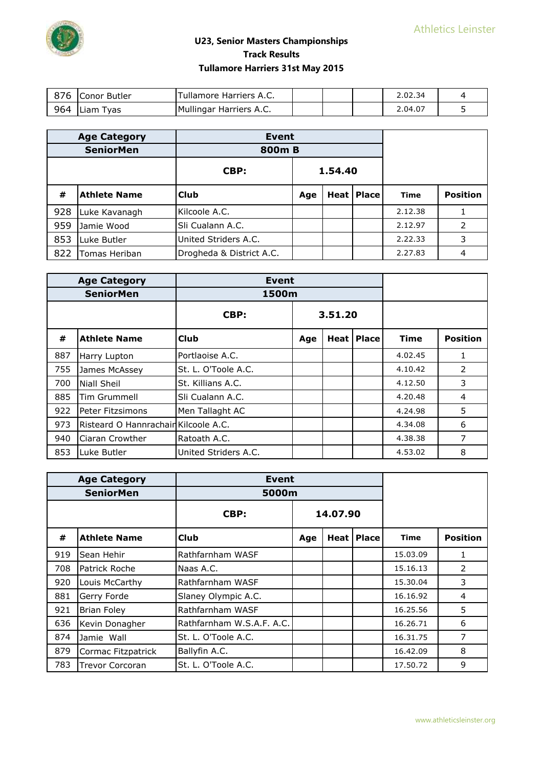## U23, Senior Masters Championships
## Track Results
## Tullamore Harriers 31st May 2015

| # | Athlete Name | Club | Age | Heat | Place | Time | Position |
|---|---|---|---|---|---|---|---|
| 876 | Conor Butler | Tullamore Harriers A.C. | | | | 2.02.34 | 4 |
| 964 | Liam Tyas | Mullingar Harriers A.C. | | | | 2.04.07 | 5 |

| Age Category | | Event | | | | | |
|---|---|---|---|---|---|---|---|
| SeniorMen | | 800m B | | | | | |
| | | CBP: | 1.54.40 | | | | |
| # | Athlete Name | Club | Age | Heat | Place | Time | Position |
| 928 | Luke Kavanagh | Kilcoole A.C. | | | | 2.12.38 | 1 |
| 959 | Jamie Wood | Sli Cualann A.C. | | | | 2.12.97 | 2 |
| 853 | Luke Butler | United Striders A.C. | | | | 2.22.33 | 3 |
| 822 | Tomas Heriban | Drogheda & District A.C. | | | | 2.27.83 | 4 |

| Age Category | | Event | | | | | |
|---|---|---|---|---|---|---|---|
| SeniorMen | | 1500m | | | | | |
| | | CBP: | 3.51.20 | | | | |
| # | Athlete Name | Club | Age | Heat | Place | Time | Position |
| 887 | Harry Lupton | Portlaoise A.C. | | | | 4.02.45 | 1 |
| 755 | James McAssey | St. L. O'Toole A.C. | | | | 4.10.42 | 2 |
| 700 | Niall Sheil | St. Killians A.C. | | | | 4.12.50 | 3 |
| 885 | Tim Grummell | Sli Cualann A.C. | | | | 4.20.48 | 4 |
| 922 | Peter Fitzsimons | Men Tallaght AC | | | | 4.24.98 | 5 |
| 973 | Risteard O Hannrachain | Kilcoole A.C. | | | | 4.34.08 | 6 |
| 940 | Ciaran Crowther | Ratoath A.C. | | | | 4.38.38 | 7 |
| 853 | Luke Butler | United Striders A.C. | | | | 4.53.02 | 8 |

| Age Category | | Event | | | | | |
|---|---|---|---|---|---|---|---|
| SeniorMen | | 5000m | | | | | |
| | | CBP: | 14.07.90 | | | | |
| # | Athlete Name | Club | Age | Heat | Place | Time | Position |
| 919 | Sean Hehir | Rathfarnham WASF | | | | 15.03.09 | 1 |
| 708 | Patrick Roche | Naas A.C. | | | | 15.16.13 | 2 |
| 920 | Louis McCarthy | Rathfarnham WASF | | | | 15.30.04 | 3 |
| 881 | Gerry Forde | Slaney Olympic A.C. | | | | 16.16.92 | 4 |
| 921 | Brian Foley | Rathfarnham WASF | | | | 16.25.56 | 5 |
| 636 | Kevin Donagher | Rathfarnham W.S.A.F. A.C. | | | | 16.26.71 | 6 |
| 874 | Jamie Wall | St. L. O'Toole A.C. | | | | 16.31.75 | 7 |
| 879 | Cormac Fitzpatrick | Ballyfin A.C. | | | | 16.42.09 | 8 |
| 783 | Trevor Corcoran | St. L. O'Toole A.C. | | | | 17.50.72 | 9 |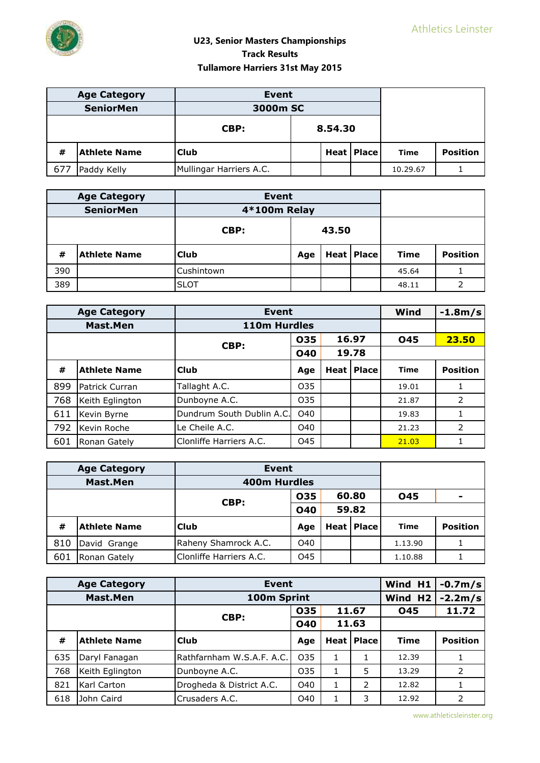Athletics Leinster

**U23, Senior Masters Championships**
**Track Results**
**Tullamore Harriers 31st May 2015**

| Age Category | Event | | | | | |
|---|---|---|---|---|---|---|
| **SeniorMen** | **3000m SC** | | | | | |
| | **CBP:** | | **8.54.30** | | | |
| **#** | **Athlete Name** | **Club** | | **Heat** | **Place** | **Time** | **Position** |
| 677 | Paddy Kelly | Mullingar Harriers A.C. | | | | 10.29.67 | 1 |

| Age Category | | Event | | | | | |
|---|---|---|---|---|---|---|---|
| **SeniorMen** | | **4*100m Relay** | | | | | |
| | | **CBP:** | | **43.50** | | | |
| **#** | **Athlete Name** | **Club** | **Age** | **Heat** | **Place** | **Time** | **Position** |
| 390 | | Cushintown | | | | 45.64 | 1 |
| 389 | | SLOT | | | | 48.11 | 2 |

| Age Category | | Event | | | | Wind | -1.8m/s |
|---|---|---|---|---|---|---|---|
| **Mast.Men** | | **110m Hurdles** | | | | | |
| | | **CBP:** | **O35** | **16.97** | | **O45** | **23.50** |
| | | | **O40** | **19.78** | | | |
| **#** | **Athlete Name** | **Club** | **Age** | **Heat** | **Place** | **Time** | **Position** |
| 899 | Patrick Curran | Tallaght A.C. | O35 | | | 19.01 | 1 |
| 768 | Keith Eglington | Dunboyne A.C. | O35 | | | 21.87 | 2 |
| 611 | Kevin Byrne | Dundrum South Dublin A.C. | O40 | | | 19.83 | 1 |
| 792 | Kevin Roche | Le Cheile A.C. | O40 | | | 21.23 | 2 |
| 601 | Ronan Gately | Clonliffe Harriers A.C. | O45 | | | 21.03 | 1 |

| Age Category | | Event | | | | | |
|---|---|---|---|---|---|---|---|
| **Mast.Men** | | **400m Hurdles** | | | | | |
| | | **CBP:** | **O35** | **60.80** | | **O45** | **-** |
| | | | **O40** | **59.82** | | | |
| **#** | **Athlete Name** | **Club** | **Age** | **Heat** | **Place** | **Time** | **Position** |
| 810 | David Grange | Raheny Shamrock A.C. | O40 | | | 1.13.90 | 1 |
| 601 | Ronan Gately | Clonliffe Harriers A.C. | O45 | | | 1.10.88 | 1 |

| Age Category | | Event | | | | Wind H1 | -0.7m/s |
|---|---|---|---|---|---|---|---|
| **Mast.Men** | | **100m Sprint** | | | | **Wind H2** | **-2.2m/s** |
| | | **CBP:** | **O35** | **11.67** | | **O45** | **11.72** |
| | | | **O40** | **11.63** | | | |
| **#** | **Athlete Name** | **Club** | **Age** | **Heat** | **Place** | **Time** | **Position** |
| 635 | Daryl Fanagan | Rathfarnham W.S.A.F. A.C. | O35 | 1 | 1 | 12.39 | 1 |
| 768 | Keith Eglington | Dunboyne A.C. | O35 | 1 | 5 | 13.29 | 2 |
| 821 | Karl Carton | Drogheda & District A.C. | O40 | 1 | 2 | 12.82 | 1 |
| 618 | John Caird | Crusaders A.C. | O40 | 1 | 3 | 12.92 | 2 |

www.athleticsleinster.org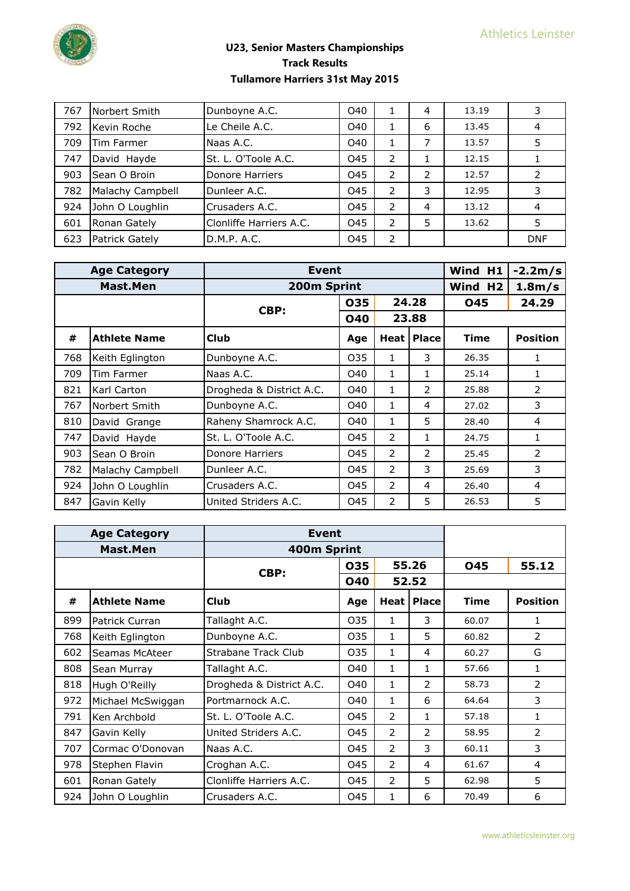## U23, Senior Masters Championships
## Track Results
## Tullamore Harriers 31st May 2015

| | | | | | | | |
|---|---|---|---|---|---|---|---|
| 767 | Norbert Smith | Dunboyne A.C. | O40 | 1 | 4 | 13.19 | 3 |
| 792 | Kevin Roche | Le Cheile A.C. | O40 | 1 | 6 | 13.45 | 4 |
| 709 | Tim Farmer | Naas A.C. | O40 | 1 | 7 | 13.57 | 5 |
| 747 | David Hayde | St. L. O'Toole A.C. | O45 | 2 | 1 | 12.15 | 1 |
| 903 | Sean O Broin | Donore Harriers | O45 | 2 | 2 | 12.57 | 2 |
| 782 | Malachy Campbell | Dunleer A.C. | O45 | 2 | 3 | 12.95 | 3 |
| 924 | John O Loughlin | Crusaders A.C. | O45 | 2 | 4 | 13.12 | 4 |
| 601 | Ronan Gately | Clonliffe Harriers A.C. | O45 | 2 | 5 | 13.62 | 5 |
| 623 | Patrick Gately | D.M.P. A.C. | O45 | 2 | | | DNF |

| Age Category | | Event | | | | Wind H1 | -2.2m/s |
|---|---|---|---|---|---|---|---|
| Mast.Men | | 200m Sprint | | | | Wind H2 | 1.8m/s |
| | | CBP: | O35 | 24.28 | | O45 | 24.29 |
| | | | O40 | 23.88 | | | |
| # | Athlete Name | Club | Age | Heat | Place | Time | Position |
| 768 | Keith Eglington | Dunboyne A.C. | O35 | 1 | 3 | 26.35 | 1 |
| 709 | Tim Farmer | Naas A.C. | O40 | 1 | 1 | 25.14 | 1 |
| 821 | Karl Carton | Drogheda & District A.C. | O40 | 1 | 2 | 25.88 | 2 |
| 767 | Norbert Smith | Dunboyne A.C. | O40 | 1 | 4 | 27.02 | 3 |
| 810 | David Grange | Raheny Shamrock A.C. | O40 | 1 | 5 | 28.40 | 4 |
| 747 | David Hayde | St. L. O'Toole A.C. | O45 | 2 | 1 | 24.75 | 1 |
| 903 | Sean O Broin | Donore Harriers | O45 | 2 | 2 | 25.45 | 2 |
| 782 | Malachy Campbell | Dunleer A.C. | O45 | 2 | 3 | 25.69 | 3 |
| 924 | John O Loughlin | Crusaders A.C. | O45 | 2 | 4 | 26.40 | 4 |
| 847 | Gavin Kelly | United Striders A.C. | O45 | 2 | 5 | 26.53 | 5 |

| Age Category | | Event | | | | | |
|---|---|---|---|---|---|---|---|
| Mast.Men | | 400m Sprint | | | | | |
| | | CBP: | O35 | 55.26 | | O45 | 55.12 |
| | | | O40 | 52.52 | | | |
| # | Athlete Name | Club | Age | Heat | Place | Time | Position |
| 899 | Patrick Curran | Tallaght A.C. | O35 | 1 | 3 | 60.07 | 1 |
| 768 | Keith Eglington | Dunboyne A.C. | O35 | 1 | 5 | 60.82 | 2 |
| 602 | Seamas McAteer | Strabane Track Club | O35 | 1 | 4 | 60.27 | G |
| 808 | Sean Murray | Tallaght A.C. | O40 | 1 | 1 | 57.66 | 1 |
| 818 | Hugh O'Reilly | Drogheda & District A.C. | O40 | 1 | 2 | 58.73 | 2 |
| 972 | Michael McSwiggan | Portmarnock A.C. | O40 | 1 | 6 | 64.64 | 3 |
| 791 | Ken Archbold | St. L. O'Toole A.C. | O45 | 2 | 1 | 57.18 | 1 |
| 847 | Gavin Kelly | United Striders A.C. | O45 | 2 | 2 | 58.95 | 2 |
| 707 | Cormac O'Donovan | Naas A.C. | O45 | 2 | 3 | 60.11 | 3 |
| 978 | Stephen Flavin | Croghan A.C. | O45 | 2 | 4 | 61.67 | 4 |
| 601 | Ronan Gately | Clonliffe Harriers A.C. | O45 | 2 | 5 | 62.98 | 5 |
| 924 | John O Loughlin | Crusaders A.C. | O45 | 1 | 6 | 70.49 | 6 |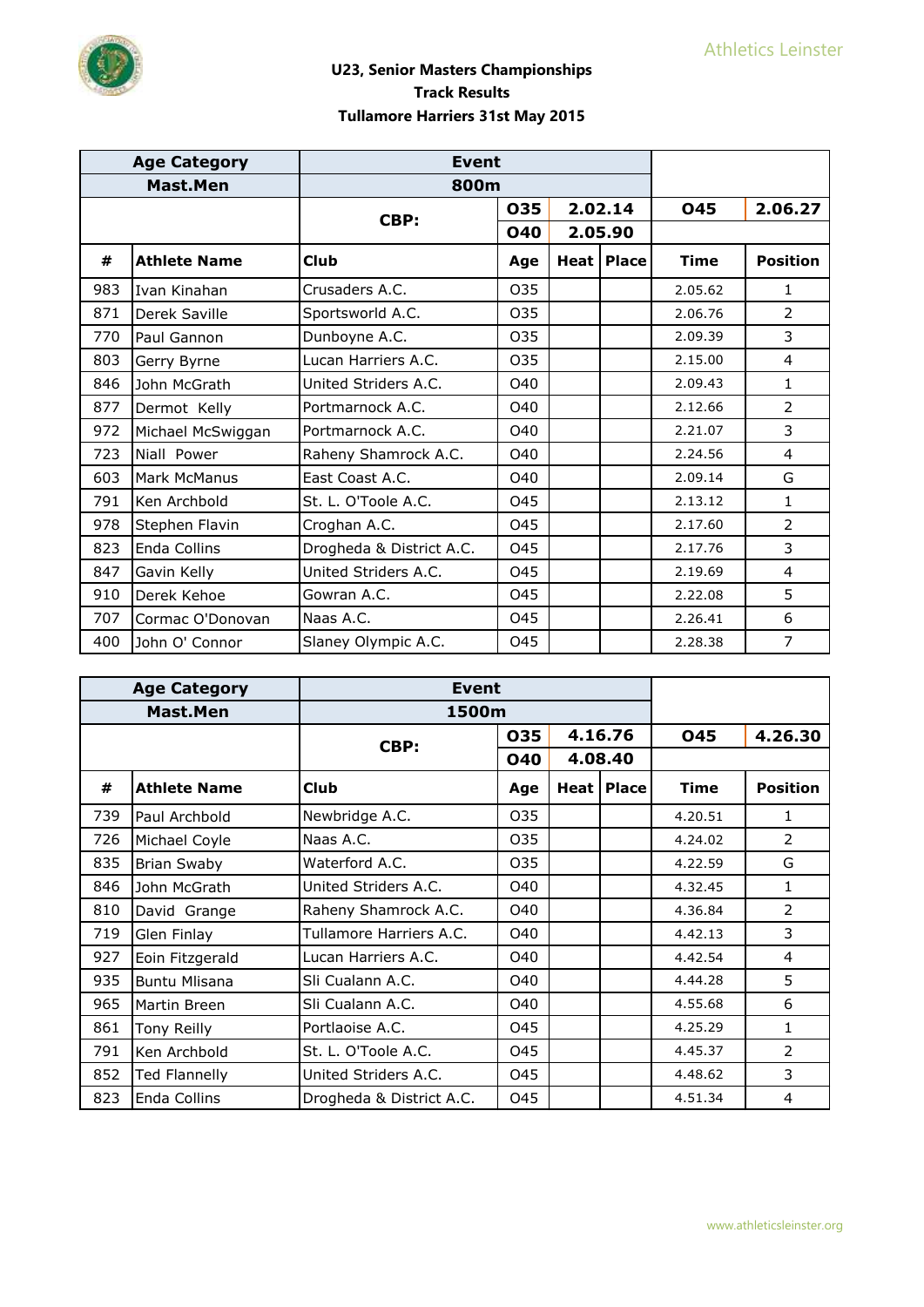Athletics Leinster

# U23, Senior Masters Championships
## Track Results
## Tullamore Harriers 31st May 2015

| Age Category | | Event | | | | | |
|---|---|---|---|---|---|---|---|
| Mast.Men | | 800m | | | | | |
| | | CBP: | O35 | 2.02.14 | | O45 | 2.06.27 |
| | | | O40 | 2.05.90 | | | |
| # | Athlete Name | Club | Age | Heat | Place | Time | Position |
| 983 | Ivan Kinahan | Crusaders A.C. | O35 | | | 2.05.62 | 1 |
| 871 | Derek Saville | Sportsworld A.C. | O35 | | | 2.06.76 | 2 |
| 770 | Paul Gannon | Dunboyne A.C. | O35 | | | 2.09.39 | 3 |
| 803 | Gerry Byrne | Lucan Harriers A.C. | O35 | | | 2.15.00 | 4 |
| 846 | John McGrath | United Striders A.C. | O40 | | | 2.09.43 | 1 |
| 877 | Dermot Kelly | Portmarnock A.C. | O40 | | | 2.12.66 | 2 |
| 972 | Michael McSwiggan | Portmarnock A.C. | O40 | | | 2.21.07 | 3 |
| 723 | Niall Power | Raheny Shamrock A.C. | O40 | | | 2.24.56 | 4 |
| 603 | Mark McManus | East Coast A.C. | O40 | | | 2.09.14 | G |
| 791 | Ken Archbold | St. L. O'Toole A.C. | O45 | | | 2.13.12 | 1 |
| 978 | Stephen Flavin | Croghan A.C. | O45 | | | 2.17.60 | 2 |
| 823 | Enda Collins | Drogheda & District A.C. | O45 | | | 2.17.76 | 3 |
| 847 | Gavin Kelly | United Striders A.C. | O45 | | | 2.19.69 | 4 |
| 910 | Derek Kehoe | Gowran A.C. | O45 | | | 2.22.08 | 5 |
| 707 | Cormac O'Donovan | Naas A.C. | O45 | | | 2.26.41 | 6 |
| 400 | John O' Connor | Slaney Olympic A.C. | O45 | | | 2.28.38 | 7 |

| Age Category | | Event | | | | | |
|---|---|---|---|---|---|---|---|
| Mast.Men | | 1500m | | | | | |
| | | CBP: | O35 | 4.16.76 | | O45 | 4.26.30 |
| | | | O40 | 4.08.40 | | | |
| # | Athlete Name | Club | Age | Heat | Place | Time | Position |
| 739 | Paul Archbold | Newbridge A.C. | O35 | | | 4.20.51 | 1 |
| 726 | Michael Coyle | Naas A.C. | O35 | | | 4.24.02 | 2 |
| 835 | Brian Swaby | Waterford A.C. | O35 | | | 4.22.59 | G |
| 846 | John McGrath | United Striders A.C. | O40 | | | 4.32.45 | 1 |
| 810 | David Grange | Raheny Shamrock A.C. | O40 | | | 4.36.84 | 2 |
| 719 | Glen Finlay | Tullamore Harriers A.C. | O40 | | | 4.42.13 | 3 |
| 927 | Eoin Fitzgerald | Lucan Harriers A.C. | O40 | | | 4.42.54 | 4 |
| 935 | Buntu Mlisana | Sli Cualann A.C. | O40 | | | 4.44.28 | 5 |
| 965 | Martin Breen | Sli Cualann A.C. | O40 | | | 4.55.68 | 6 |
| 861 | Tony Reilly | Portlaoise A.C. | O45 | | | 4.25.29 | 1 |
| 791 | Ken Archbold | St. L. O'Toole A.C. | O45 | | | 4.45.37 | 2 |
| 852 | Ted Flannelly | United Striders A.C. | O45 | | | 4.48.62 | 3 |
| 823 | Enda Collins | Drogheda & District A.C. | O45 | | | 4.51.34 | 4 |

www.athleticsleinster.org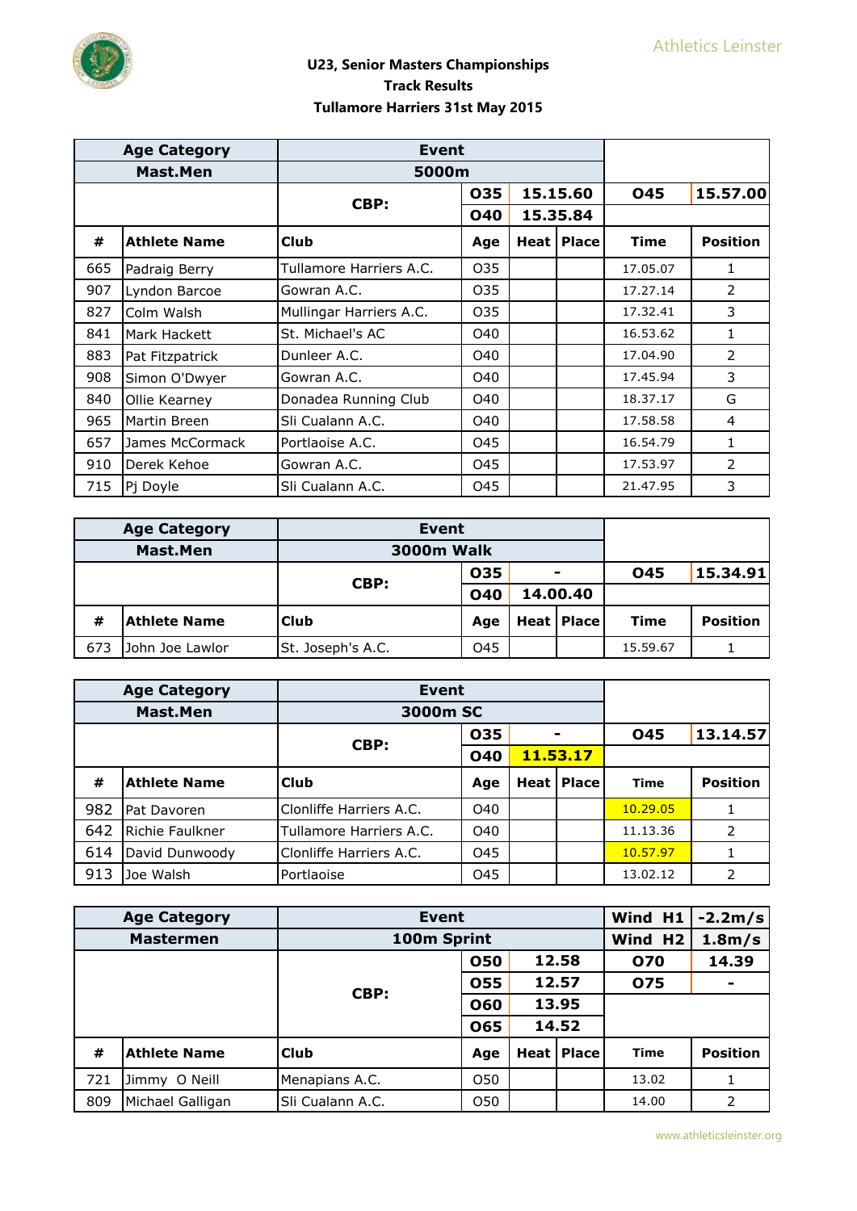Athletics Leinster

## U23, Senior Masters Championships
## Track Results
## Tullamore Harriers 31st May 2015

| Age Category | | Event | | | | | |
|---|---|---|---|---|---|---|---|
| Mast.Men | | 5000m | | | | | |
| | | CBP: | O35 | 15.15.60 | | O45 | 15.57.00 |
| | | | O40 | 15.35.84 | | | |
| # | Athlete Name | Club | Age | Heat | Place | Time | Position |
| 665 | Padraig Berry | Tullamore Harriers A.C. | O35 | | | 17.05.07 | 1 |
| 907 | Lyndon Barcoe | Gowran A.C. | O35 | | | 17.27.14 | 2 |
| 827 | Colm Walsh | Mullingar Harriers A.C. | O35 | | | 17.32.41 | 3 |
| 841 | Mark Hackett | St. Michael's AC | O40 | | | 16.53.62 | 1 |
| 883 | Pat Fitzpatrick | Dunleer A.C. | O40 | | | 17.04.90 | 2 |
| 908 | Simon O'Dwyer | Gowran A.C. | O40 | | | 17.45.94 | 3 |
| 840 | Ollie Kearney | Donadea Running Club | O40 | | | 18.37.17 | G |
| 965 | Martin Breen | Sli Cualann A.C. | O40 | | | 17.58.58 | 4 |
| 657 | James McCormack | Portlaoise A.C. | O45 | | | 16.54.79 | 1 |
| 910 | Derek Kehoe | Gowran A.C. | O45 | | | 17.53.97 | 2 |
| 715 | Pj Doyle | Sli Cualann A.C. | O45 | | | 21.47.95 | 3 |

| Age Category | | Event | | | | | |
|---|---|---|---|---|---|---|---|
| Mast.Men | | 3000m Walk | | | | | |
| | | CBP: | O35 | - | | O45 | 15.34.91 |
| | | | O40 | 14.00.40 | | | |
| # | Athlete Name | Club | Age | Heat | Place | Time | Position |
| 673 | John Joe Lawlor | St. Joseph's A.C. | O45 | | | 15.59.67 | 1 |

| Age Category | | Event | | | | | |
|---|---|---|---|---|---|---|---|
| Mast.Men | | 3000m SC | | | | | |
| | | CBP: | O35 | - | | O45 | 13.14.57 |
| | | | O40 | 11.53.17 | | | |
| # | Athlete Name | Club | Age | Heat | Place | Time | Position |
| 982 | Pat Davoren | Clonliffe Harriers A.C. | O40 | | | 10.29.05 | 1 |
| 642 | Richie Faulkner | Tullamore Harriers A.C. | O40 | | | 11.13.36 | 2 |
| 614 | David Dunwoody | Clonliffe Harriers A.C. | O45 | | | 10.57.97 | 1 |
| 913 | Joe Walsh | Portlaoise | O45 | | | 13.02.12 | 2 |

| Age Category | | Event | | | | Wind H1 | -2.2m/s |
|---|---|---|---|---|---|---|---|
| Mastermen | | 100m Sprint | | | | Wind H2 | 1.8m/s |
| | | CBP: | O50 | 12.58 | | O70 | 14.39 |
| | | | O55 | 12.57 | | O75 | - |
| | | | O60 | 13.95 | | | |
| | | | O65 | 14.52 | | | |
| # | Athlete Name | Club | Age | Heat | Place | Time | Position |
| 721 | Jimmy O Neill | Menapians A.C. | O50 | | | 13.02 | 1 |
| 809 | Michael Galligan | Sli Cualann A.C. | O50 | | | 14.00 | 2 |

www.athleticsleinster.org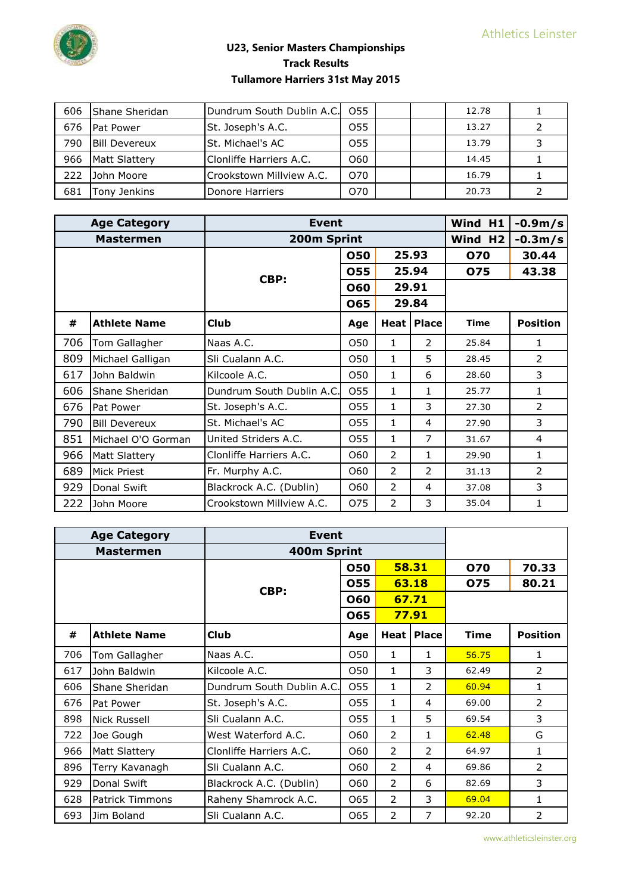## U23, Senior Masters Championships
## Track Results
## Tullamore Harriers 31st May 2015

| # | Athlete Name | Club | Age | Heat | Place | Time | Position |
|---|---|---|---|---|---|---|---|
| 606 | Shane Sheridan | Dundrum South Dublin A.C. | O55 | | | 12.78 | 1 |
| 676 | Pat Power | St. Joseph's A.C. | O55 | | | 13.27 | 2 |
| 790 | Bill Devereux | St. Michael's AC | O55 | | | 13.79 | 3 |
| 966 | Matt Slattery | Clonliffe Harriers A.C. | O60 | | | 14.45 | 1 |
| 222 | John Moore | Crookstown Millview A.C. | O70 | | | 16.79 | 1 |
| 681 | Tony Jenkins | Donore Harriers | O70 | | | 20.73 | 2 |

| Age Category | | Event | | | | Wind H1 | -0.9m/s |
|---|---|---|---|---|---|---|---|
| Mastermen | | 200m Sprint | | | | Wind H2 | -0.3m/s |
| | | CBP: | O50 | 25.93 | | O70 | 30.44 |
| | | | O55 | 25.94 | | O75 | 43.38 |
| | | | O60 | 29.91 | | | |
| | | | O65 | 29.84 | | | |
| **#** | **Athlete Name** | **Club** | **Age** | **Heat** | **Place** | **Time** | **Position** |
| 706 | Tom Gallagher | Naas A.C. | O50 | 1 | 2 | 25.84 | 1 |
| 809 | Michael Galligan | Sli Cualann A.C. | O50 | 1 | 5 | 28.45 | 2 |
| 617 | John Baldwin | Kilcoole A.C. | O50 | 1 | 6 | 28.60 | 3 |
| 606 | Shane Sheridan | Dundrum South Dublin A.C. | O55 | 1 | 1 | 25.77 | 1 |
| 676 | Pat Power | St. Joseph's A.C. | O55 | 1 | 3 | 27.30 | 2 |
| 790 | Bill Devereux | St. Michael's AC | O55 | 1 | 4 | 27.90 | 3 |
| 851 | Michael O'O Gorman | United Striders A.C. | O55 | 1 | 7 | 31.67 | 4 |
| 966 | Matt Slattery | Clonliffe Harriers A.C. | O60 | 2 | 1 | 29.90 | 1 |
| 689 | Mick Priest | Fr. Murphy A.C. | O60 | 2 | 2 | 31.13 | 2 |
| 929 | Donal Swift | Blackrock A.C. (Dublin) | O60 | 2 | 4 | 37.08 | 3 |
| 222 | John Moore | Crookstown Millview A.C. | O75 | 2 | 3 | 35.04 | 1 |

| Age Category | | Event | | | | | |
|---|---|---|---|---|---|---|---|
| Mastermen | | 400m Sprint | | | | | |
| | | CBP: | O50 | 58.31 | | O70 | 70.33 |
| | | | O55 | 63.18 | | O75 | 80.21 |
| | | | O60 | 67.71 | | | |
| | | | O65 | 77.91 | | | |
| **#** | **Athlete Name** | **Club** | **Age** | **Heat** | **Place** | **Time** | **Position** |
| 706 | Tom Gallagher | Naas A.C. | O50 | 1 | 1 | 56.75 | 1 |
| 617 | John Baldwin | Kilcoole A.C. | O50 | 1 | 3 | 62.49 | 2 |
| 606 | Shane Sheridan | Dundrum South Dublin A.C. | O55 | 1 | 2 | 60.94 | 1 |
| 676 | Pat Power | St. Joseph's A.C. | O55 | 1 | 4 | 69.00 | 2 |
| 898 | Nick Russell | Sli Cualann A.C. | O55 | 1 | 5 | 69.54 | 3 |
| 722 | Joe Gough | West Waterford A.C. | O60 | 2 | 1 | 62.48 | G |
| 966 | Matt Slattery | Clonliffe Harriers A.C. | O60 | 2 | 2 | 64.97 | 1 |
| 896 | Terry Kavanagh | Sli Cualann A.C. | O60 | 2 | 4 | 69.86 | 2 |
| 929 | Donal Swift | Blackrock A.C. (Dublin) | O60 | 2 | 6 | 82.69 | 3 |
| 628 | Patrick Timmons | Raheny Shamrock A.C. | O65 | 2 | 3 | 69.04 | 1 |
| 693 | Jim Boland | Sli Cualann A.C. | O65 | 2 | 7 | 92.20 | 2 |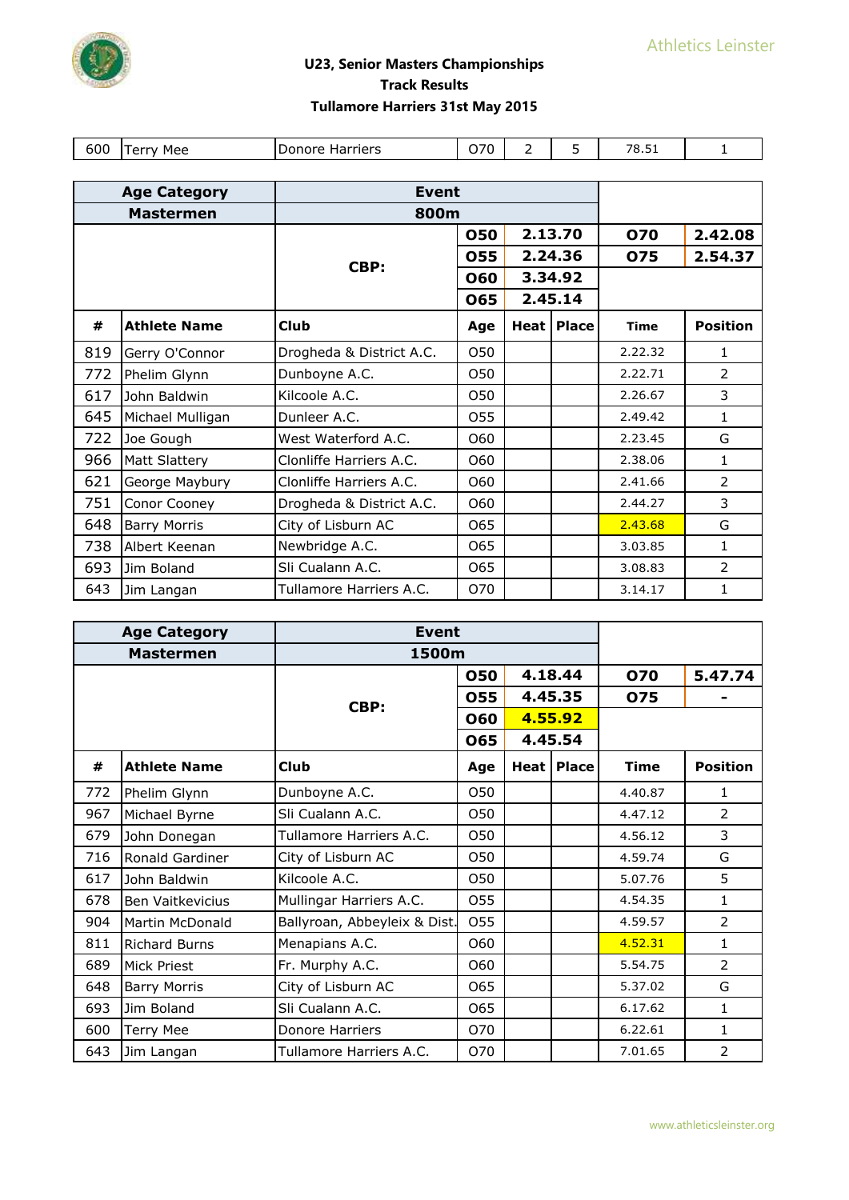## U23, Senior Masters Championships
## Track Results
## Tullamore Harriers 31st May 2015

| 600 | Terry Mee | Donore Harriers | O70 | 2 | 5 | 78.51 | 1 |
|---|---|---|---|---|---|---|---|

| Age Category | | Event | | | | | |
|---|---|---|---|---|---|---|---|
| Mastermen | | 800m | | | | | |
| | | CBP: | O50 | 2.13.70 | | O70 | 2.42.08 |
| | | | O55 | 2.24.36 | | O75 | 2.54.37 |
| | | | O60 | 3.34.92 | | | |
| | | | O65 | 2.45.14 | | | |
| **#** | **Athlete Name** | **Club** | **Age** | **Heat** | **Place** | **Time** | **Position** |
| 819 | Gerry O'Connor | Drogheda & District A.C. | O50 | | | 2.22.32 | 1 |
| 772 | Phelim Glynn | Dunboyne A.C. | O50 | | | 2.22.71 | 2 |
| 617 | John Baldwin | Kilcoole A.C. | O50 | | | 2.26.67 | 3 |
| 645 | Michael Mulligan | Dunleer A.C. | O55 | | | 2.49.42 | 1 |
| 722 | Joe Gough | West Waterford A.C. | O60 | | | 2.23.45 | G |
| 966 | Matt Slattery | Clonliffe Harriers A.C. | O60 | | | 2.38.06 | 1 |
| 621 | George Maybury | Clonliffe Harriers A.C. | O60 | | | 2.41.66 | 2 |
| 751 | Conor Cooney | Drogheda & District A.C. | O60 | | | 2.44.27 | 3 |
| 648 | Barry Morris | City of Lisburn AC | O65 | | | 2.43.68 | G |
| 738 | Albert Keenan | Newbridge A.C. | O65 | | | 3.03.85 | 1 |
| 693 | Jim Boland | Sli Cualann A.C. | O65 | | | 3.08.83 | 2 |
| 643 | Jim Langan | Tullamore Harriers A.C. | O70 | | | 3.14.17 | 1 |

| Age Category | | Event | | | | | |
|---|---|---|---|---|---|---|---|
| Mastermen | | 1500m | | | | | |
| | | CBP: | O50 | 4.18.44 | | O70 | 5.47.74 |
| | | | O55 | 4.45.35 | | O75 | - |
| | | | O60 | 4.55.92 | | | |
| | | | O65 | 4.45.54 | | | |
| **#** | **Athlete Name** | **Club** | **Age** | **Heat** | **Place** | **Time** | **Position** |
| 772 | Phelim Glynn | Dunboyne A.C. | O50 | | | 4.40.87 | 1 |
| 967 | Michael Byrne | Sli Cualann A.C. | O50 | | | 4.47.12 | 2 |
| 679 | John Donegan | Tullamore Harriers A.C. | O50 | | | 4.56.12 | 3 |
| 716 | Ronald Gardiner | City of Lisburn AC | O50 | | | 4.59.74 | G |
| 617 | John Baldwin | Kilcoole A.C. | O50 | | | 5.07.76 | 5 |
| 678 | Ben Vaitkevicius | Mullingar Harriers A.C. | O55 | | | 4.54.35 | 1 |
| 904 | Martin McDonald | Ballyroan, Abbeyleix & Dist. | O55 | | | 4.59.57 | 2 |
| 811 | Richard Burns | Menapians A.C. | O60 | | | 4.52.31 | 1 |
| 689 | Mick Priest | Fr. Murphy A.C. | O60 | | | 5.54.75 | 2 |
| 648 | Barry Morris | City of Lisburn AC | O65 | | | 5.37.02 | G |
| 693 | Jim Boland | Sli Cualann A.C. | O65 | | | 6.17.62 | 1 |
| 600 | Terry Mee | Donore Harriers | O70 | | | 6.22.61 | 1 |
| 643 | Jim Langan | Tullamore Harriers A.C. | O70 | | | 7.01.65 | 2 |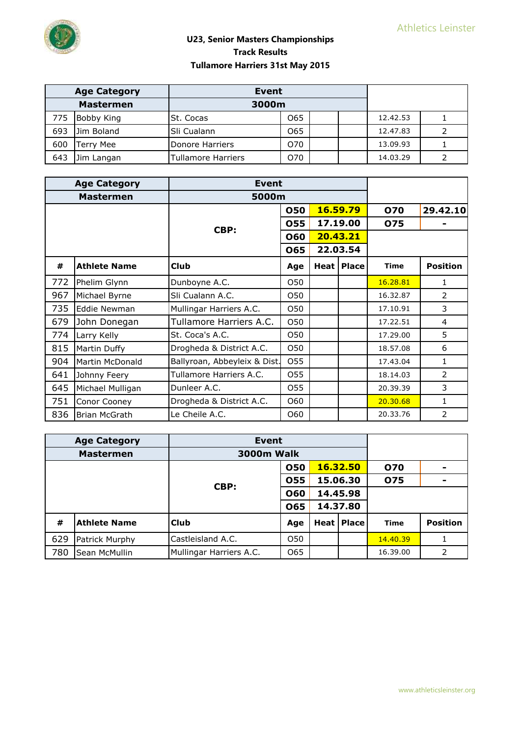# U23, Senior Masters Championships
## Track Results
### Tullamore Harriers 31st May 2015

| Age Category | | Event | | | | | |
|---|---|---|---|---|---|---|---|
| Mastermen | | 3000m | | | | | |
| 775 | Bobby King | St. Cocas | O65 | | | 12.42.53 | 1 |
| 693 | Jim Boland | Sli Cualann | O65 | | | 12.47.83 | 2 |
| 600 | Terry Mee | Donore Harriers | O70 | | | 13.09.93 | 1 |
| 643 | Jim Langan | Tullamore Harriers | O70 | | | 14.03.29 | 2 |

| Age Category | | Event | | | | | |
|---|---|---|---|---|---|---|---|
| Mastermen | | 5000m | | | | | |
| | | CBP: | O50 | 16.59.79 | | O70 | 29.42.10 |
| | | | O55 | 17.19.00 | | O75 | - |
| | | | O60 | 20.43.21 | | | |
| | | | O65 | 22.03.54 | | | |
| # | Athlete Name | Club | Age | Heat | Place | Time | Position |
| 772 | Phelim Glynn | Dunboyne A.C. | O50 | | | 16.28.81 | 1 |
| 967 | Michael Byrne | Sli Cualann A.C. | O50 | | | 16.32.87 | 2 |
| 735 | Eddie Newman | Mullingar Harriers A.C. | O50 | | | 17.10.91 | 3 |
| 679 | John Donegan | Tullamore Harriers A.C. | O50 | | | 17.22.51 | 4 |
| 774 | Larry Kelly | St. Coca's A.C. | O50 | | | 17.29.00 | 5 |
| 815 | Martin Duffy | Drogheda & District A.C. | O50 | | | 18.57.08 | 6 |
| 904 | Martin McDonald | Ballyroan, Abbeyleix & Dist. | O55 | | | 17.43.04 | 1 |
| 641 | Johnny Feery | Tullamore Harriers A.C. | O55 | | | 18.14.03 | 2 |
| 645 | Michael Mulligan | Dunleer A.C. | O55 | | | 20.39.39 | 3 |
| 751 | Conor Cooney | Drogheda & District A.C. | O60 | | | 20.30.68 | 1 |
| 836 | Brian McGrath | Le Cheile A.C. | O60 | | | 20.33.76 | 2 |

| Age Category | | Event | | | | | |
|---|---|---|---|---|---|---|---|
| Mastermen | | 3000m Walk | | | | | |
| | | CBP: | O50 | 16.32.50 | | O70 | - |
| | | | O55 | 15.06.30 | | O75 | - |
| | | | O60 | 14.45.98 | | | |
| | | | O65 | 14.37.80 | | | |
| # | Athlete Name | Club | Age | Heat | Place | Time | Position |
| 629 | Patrick Murphy | Castleisland A.C. | O50 | | | 14.40.39 | 1 |
| 780 | Sean McMullin | Mullingar Harriers A.C. | O65 | | | 16.39.00 | 2 |